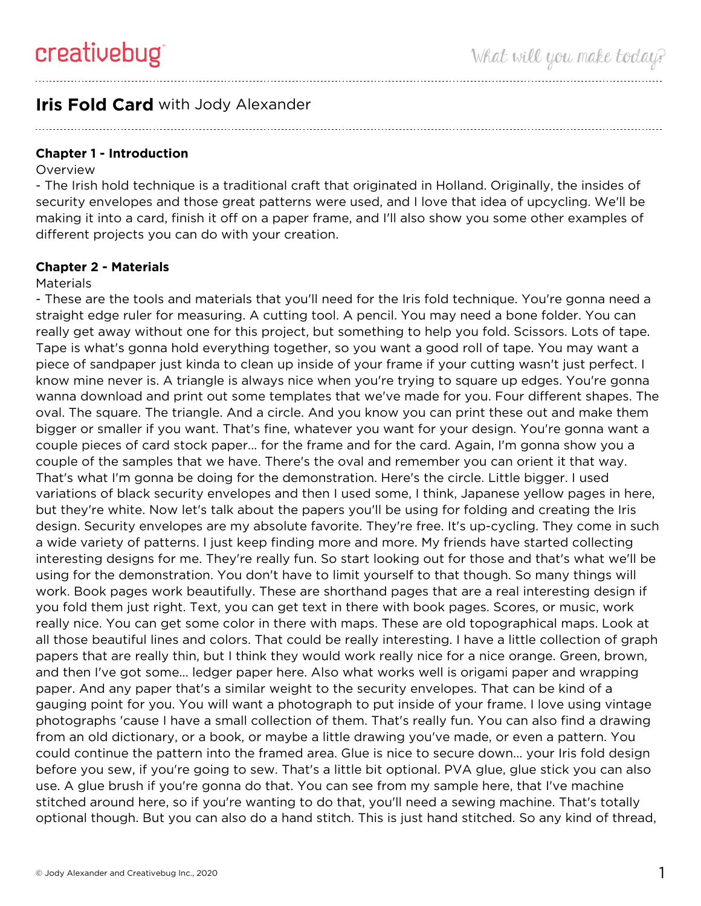# **Iris Fold Card** with Jody Alexander

### Chapter 1 - Introduction

Overview

- The Irish hold technique is a traditional craft that originated in Holland. Originally, the insides of security envelopes and those great patterns were used, and I love that idea of upcycling. We'll be making it into a card, finish it off on a paper frame, and I'll also show you some other examples of different projects you can do with your creation.

### Chapter 2 - Materials

Materials

- These are the tools and materials that you'll need for the Iris fold technique. You're gonna need a straight edge ruler for measuring. A cutting tool. A pencil. You may need a bone folder. You can really get away without one for this project, but something to help you fold. Scissors. Lots of tape. Tape is what's gonna hold everything together, so you want a good roll of tape. You may want a piece of sandpaper just kinda to clean up inside of your frame if your cutting wasn't just perfect. I know mine never is. A triangle is always nice when you're trying to square up edges. You're gonna wanna download and print out some templates that we've made for you. Four different shapes. The oval. The square. The triangle. And a circle. And you know you can print these out and make them bigger or smaller if you want. That's fine, whatever you want for your design. You're gonna want a couple pieces of card stock paper... for the frame and for the card. Again, I'm gonna show you a couple of the samples that we have. There's the oval and remember you can orient it that way. That's what I'm gonna be doing for the demonstration. Here's the circle. Little bigger. I used variations of black security envelopes and then I used some, I think, Japanese yellow pages in here, but they're white. Now let's talk about the papers you'll be using for folding and creating the Iris design. Security envelopes are my absolute favorite. They're free. It's up-cycling. They come in such a wide variety of patterns. I just keep finding more and more. My friends have started collecting interesting designs for me. They're really fun. So start looking out for those and that's what we'll be using for the demonstration. You don't have to limit yourself to that though. So many things will work. Book pages work beautifully. These are shorthand pages that are a real interesting design if you fold them just right. Text, you can get text in there with book pages. Scores, or music, work really nice. You can get some color in there with maps. These are old topographical maps. Look at all those beautiful lines and colors. That could be really interesting. I have a little collection of graph papers that are really thin, but I think they would work really nice for a nice orange. Green, brown, and then I've got some... ledger paper here. Also what works well is origami paper and wrapping paper. And any paper that's a similar weight to the security envelopes. That can be kind of a gauging point for you. You will want a photograph to put inside of your frame. I love using vintage photographs 'cause I have a small collection of them. That's really fun. You can also find a drawing from an old dictionary, or a book, or maybe a little drawing you've made, or even a pattern. You could continue the pattern into the framed area. Glue is nice to secure down... your Iris fold design before you sew, if you're going to sew. That's a little bit optional. PVA glue, glue stick you can also use. A glue brush if you're gonna do that. You can see from my sample here, that I've machine stitched around here, so if you're wanting to do that, you'll need a sewing machine. That's totally optional though. But you can also do a hand stitch. This is just hand stitched. So any kind of thread,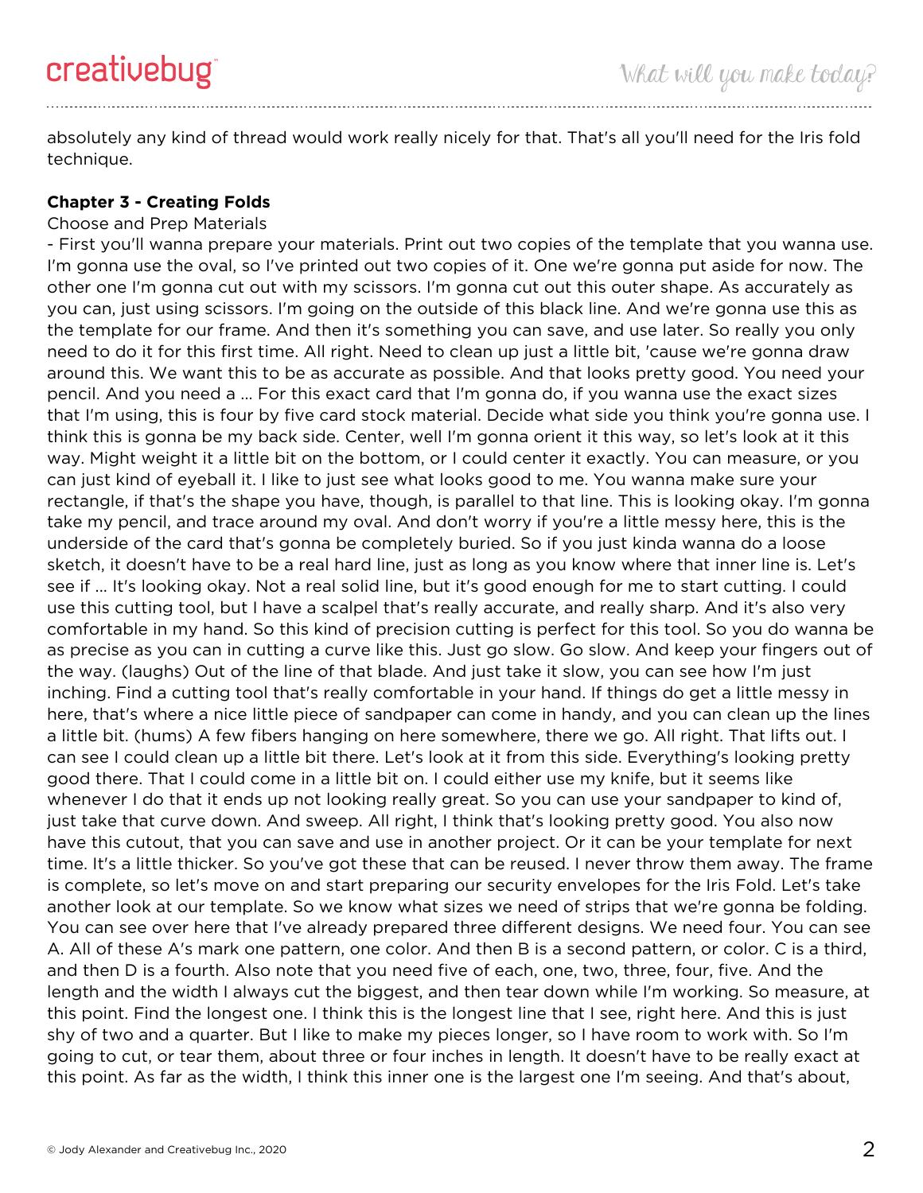absolutely any kind of thread would work really nicely for that. That's all you'll need for the Iris fold technique.

**Chapter 3 - Creating Folds**

Choose and Prep Materials

- First you'll wanna prepare your materials. Print out two copies of the template that you wanna use. I'm gonna use the oval, so I've printed out two copies of it. One we're gonna put aside for now. The other one I'm gonna cut out with my scissors. I'm gonna cut out this outer shape. As accurately as you can, just using scissors. I'm going on the outside of this black line. And we're gonna use this as the template for our frame. And then it's something you can save, and use later. So really you only need to do it for this first time. All right. Need to clean up just a little bit, 'cause we're gonna draw around this. We want this to be as accurate as possible. And that looks pretty good. You need your pencil. And you need a ... For this exact card that I'm gonna do, if you wanna use the exact sizes that I'm using, this is four by five card stock material. Decide what side you think you're gonna use. I think this is gonna be my back side. Center, well I'm gonna orient it this way, so let's look at it this way. Might weight it a little bit on the bottom, or I could center it exactly. You can measure, or you can just kind of eyeball it. I like to just see what looks good to me. You wanna make sure your rectangle, if that's the shape you have, though, is parallel to that line. This is looking okay. I'm gonna take my pencil, and trace around my oval. And don't worry if you're a little messy here, this is the underside of the card that's gonna be completely buried. So if you just kinda wanna do a loose sketch, it doesn't have to be a real hard line, just as long as you know where that inner line is. Let's see if ... It's looking okay. Not a real solid line, but it's good enough for me to start cutting. I could use this cutting tool, but I have a scalpel that's really accurate, and really sharp. And it's also very comfortable in my hand. So this kind of precision cutting is perfect for this tool. So you do wanna be as precise as you can in cutting a curve like this. Just go slow. Go slow. And keep your fingers out of the way. (laughs) Out of the line of that blade. And just take it slow, you can see how I'm just inching. Find a cutting tool that's really comfortable in your hand. If things do get a little messy in here, that's where a nice little piece of sandpaper can come in handy, and you can clean up the lines a little bit. (hums) A few fibers hanging on here somewhere, there we go. All right. That lifts out. I can see I could clean up a little bit there. Let's look at it from this side. Everything's looking pretty good there. That I could come in a little bit on. I could either use my knife, but it seems like whenever I do that it ends up not looking really great. So you can use your sandpaper to kind of, just take that curve down. And sweep. All right, I think that's looking pretty good. You also now have this cutout, that you can save and use in another project. Or it can be your template for next time. It's a little thicker. So you've got these that can be reused. I never throw them away. The frame is complete, so let's move on and start preparing our security envelopes for the Iris Fold. Let's take another look at our template. So we know what sizes we need of strips that we're gonna be folding. You can see over here that I've already prepared three different designs. We need four. You can see A. All of these A's mark one pattern, one color. And then B is a second pattern, or color. C is a third, and then D is a fourth. Also note that you need five of each, one, two, three, four, five. And the length and the width I always cut the biggest, and then tear down while I'm working. So measure, at this point. Find the longest one. I think this is the longest line that I see, right here. And this is just shy of two and a quarter. But I like to make my pieces longer, so I have room to work with. So I'm going to cut, or tear them, about three or four inches in length. It doesn't have to be really exact at this point. As far as the width, I think this inner one is the largest one I'm seeing. And that's about,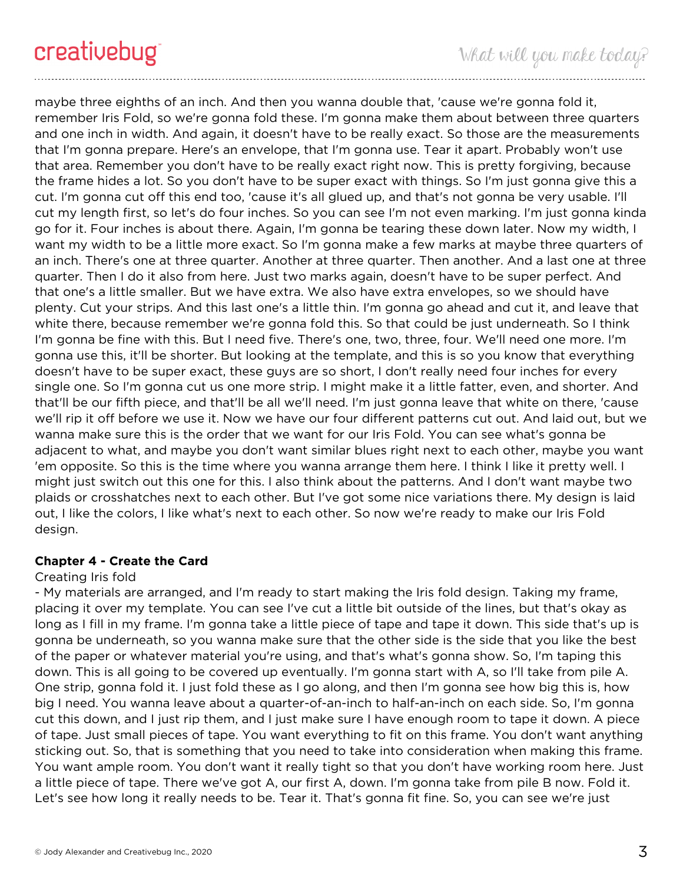maybe three eighths of an inch. And then you wanna double that, 'cause we're gonna fold it, remember Iris Fold, so we're gonna fold these. I'm gonna make them about between three quarters and one inch in width. And again, it doesn't have to be really exact. So those are the measurements that I'm gonna prepare. Here's an envelope, that I'm gonna use. Tear it apart. Probably won't use that area. Remember you don't have to be really exact right now. This is pretty forgiving, because the frame hides a lot. So you don't have to be super exact with things. So I'm just gonna give this a cut. I'm gonna cut off this end too, 'cause it's all glued up, and that's not gonna be very usable. I'll cut my length first, so let's do four inches. So you can see I'm not even marking. I'm just gonna kinda go for it. Four inches is about there. Again, I'm gonna be tearing these down later. Now my width, I want my width to be a little more exact. So I'm gonna make a few marks at maybe three quarters of an inch. There's one at three quarter. Another at three quarter. Then another. And a last one at three quarter. Then I do it also from here. Just two marks again, doesn't have to be super perfect. And that one's a little smaller. But we have extra. We also have extra envelopes, so we should have plenty. Cut your strips. And this last one's a little thin. I'm gonna go ahead and cut it, and leave that white there, because remember we're gonna fold this. So that could be just underneath. So I think I'm gonna be fine with this. But I need five. There's one, two, three, four. We'll need one more. I'm gonna use this, it'll be shorter. But looking at the template, and this is so you know that everything doesn't have to be super exact, these guys are so short, I don't really need four inches for every single one. So I'm gonna cut us one more strip. I might make it a little fatter, even, and shorter. And that'll be our fifth piece, and that'll be all we'll need. I'm just gonna leave that white on there, 'cause we'll rip it off before we use it. Now we have our four different patterns cut out. And laid out, but we wanna make sure this is the order that we want for our Iris Fold. You can see what's gonna be adjacent to what, and maybe you don't want similar blues right next to each other, maybe you want 'em opposite. So this is the time where you wanna arrange them here. I think I like it pretty well. I might just switch out this one for this. I also think about the patterns. And I don't want maybe two plaids or crosshatches next to each other. But I've got some nice variations there. My design is laid out, I like the colors, I like what's next to each other. So now we're ready to make our Iris Fold design.

**Chapter 4 - Create the Card**

Creating Iris fold

- My materials are arranged, and I'm ready to start making the Iris fold design. Taking my frame, placing it over my template. You can see I've cut a little bit outside of the lines, but that's okay as long as I fill in my frame. I'm gonna take a little piece of tape and tape it down. This side that's up is gonna be underneath, so you wanna make sure that the other side is the side that you like the best of the paper or whatever material you're using, and that's what's gonna show. So, I'm taping this down. This is all going to be covered up eventually. I'm gonna start with A, so I'll take from pile A. One strip, gonna fold it. I just fold these as I go along, and then I'm gonna see how big this is, how big I need. You wanna leave about a quarter-of-an-inch to half-an-inch on each side. So, I'm gonna cut this down, and I just rip them, and I just make sure I have enough room to tape it down. A piece of tape. Just small pieces of tape. You want everything to fit on this frame. You don't want anything sticking out. So, that is something that you need to take into consideration when making this frame. You want ample room. You don't want it really tight so that you don't have working room here. Just a little piece of tape. There we've got A, our first A, down. I'm gonna take from pile B now. Fold it. Let's see how long it really needs to be. Tear it. That's gonna fit fine. So, you can see we're just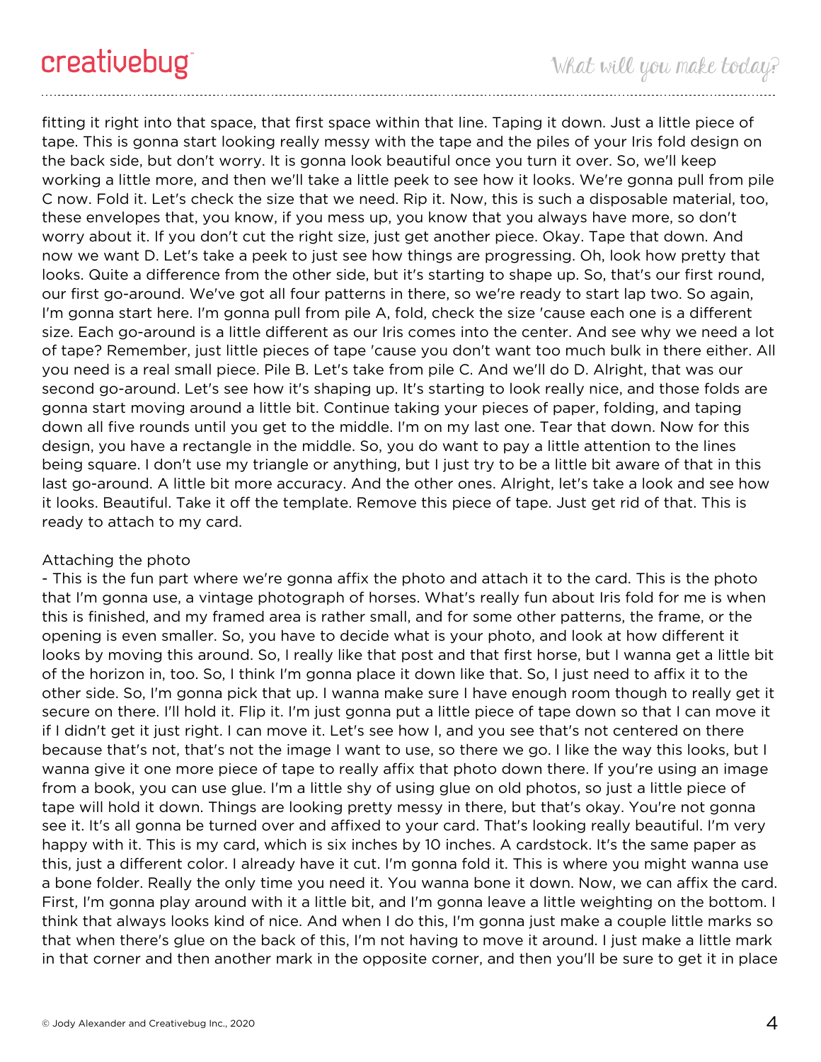fitting it right into that space, that first space within that line. Taping it down. Just a little piece of tape. This is gonna start looking really messy with the tape and the piles of your Iris fold design on the back side, but don't worry. It is gonna look beautiful once you turn it over. So, we'll keep working a little more, and then we'll take a little peek to see how it looks. We're gonna pull from pile C now. Fold it. Let's check the size that we need. Rip it. Now, this is such a disposable material, too, these envelopes that, you know, if you mess up, you know that you always have more, so don't worry about it. If you don't cut the right size, just get another piece. Okay. Tape that down. And now we want D. Let's take a peek to just see how things are progressing. Oh, look how pretty that looks. Quite a difference from the other side, but it's starting to shape up. So, that's our first round, our first go-around. We've got all four patterns in there, so we're ready to start lap two. So again, I'm gonna start here. I'm gonna pull from pile A, fold, check the size 'cause each one is a different size. Each go-around is a little different as our Iris comes into the center. And see why we need a lot of tape? Remember, just little pieces of tape 'cause you don't want too much bulk in there either. All you need is a real small piece. Pile B. Let's take from pile C. And we'll do D. Alright, that was our second go-around. Let's see how it's shaping up. It's starting to look really nice, and those folds are gonna start moving around a little bit. Continue taking your pieces of paper, folding, and taping down all five rounds until you get to the middle. I'm on my last one. Tear that down. Now for this design, you have a rectangle in the middle. So, you do want to pay a little attention to the lines being square. I don't use my triangle or anything, but I just try to be a little bit aware of that in this last go-around. A little bit more accuracy. And the other ones. Alright, let's take a look and see how it looks. Beautiful. Take it off the template. Remove this piece of tape. Just get rid of that. This is ready to attach to my card.

Attaching the photo

- This is the fun part where we're gonna affix the photo and attach it to the card. This is the photo that I'm gonna use, a vintage photograph of horses. What's really fun about Iris fold for me is when this is finished, and my framed area is rather small, and for some other patterns, the frame, or the opening is even smaller. So, you have to decide what is your photo, and look at how different it looks by moving this around. So, I really like that post and that first horse, but I wanna get a little bit of the horizon in, too. So, I think I'm gonna place it down like that. So, I just need to affix it to the other side. So, I'm gonna pick that up. I wanna make sure I have enough room though to really get it secure on there. I'll hold it. Flip it. I'm just gonna put a little piece of tape down so that I can move it if I didn't get it just right. I can move it. Let's see how I, and you see that's not centered on there because that's not, that's not the image I want to use, so there we go. I like the way this looks, but I wanna give it one more piece of tape to really affix that photo down there. If you're using an image from a book, you can use glue. I'm a little shy of using glue on old photos, so just a little piece of tape will hold it down. Things are looking pretty messy in there, but that's okay. You're not gonna see it. It's all gonna be turned over and affixed to your card. That's looking really beautiful. I'm very happy with it. This is my card, which is six inches by 10 inches. A cardstock. It's the same paper as this, just a different color. I already have it cut. I'm gonna fold it. This is where you might wanna use a bone folder. Really the only time you need it. You wanna bone it down. Now, we can affix the card. First, I'm gonna play around with it a little bit, and I'm gonna leave a little weighting on the bottom. I think that always looks kind of nice. And when I do this, I'm gonna just make a couple little marks so that when there's glue on the back of this, I'm not having to move it around. I just make a little mark in that corner and then another mark in the opposite corner, and then you'll be sure to get it in place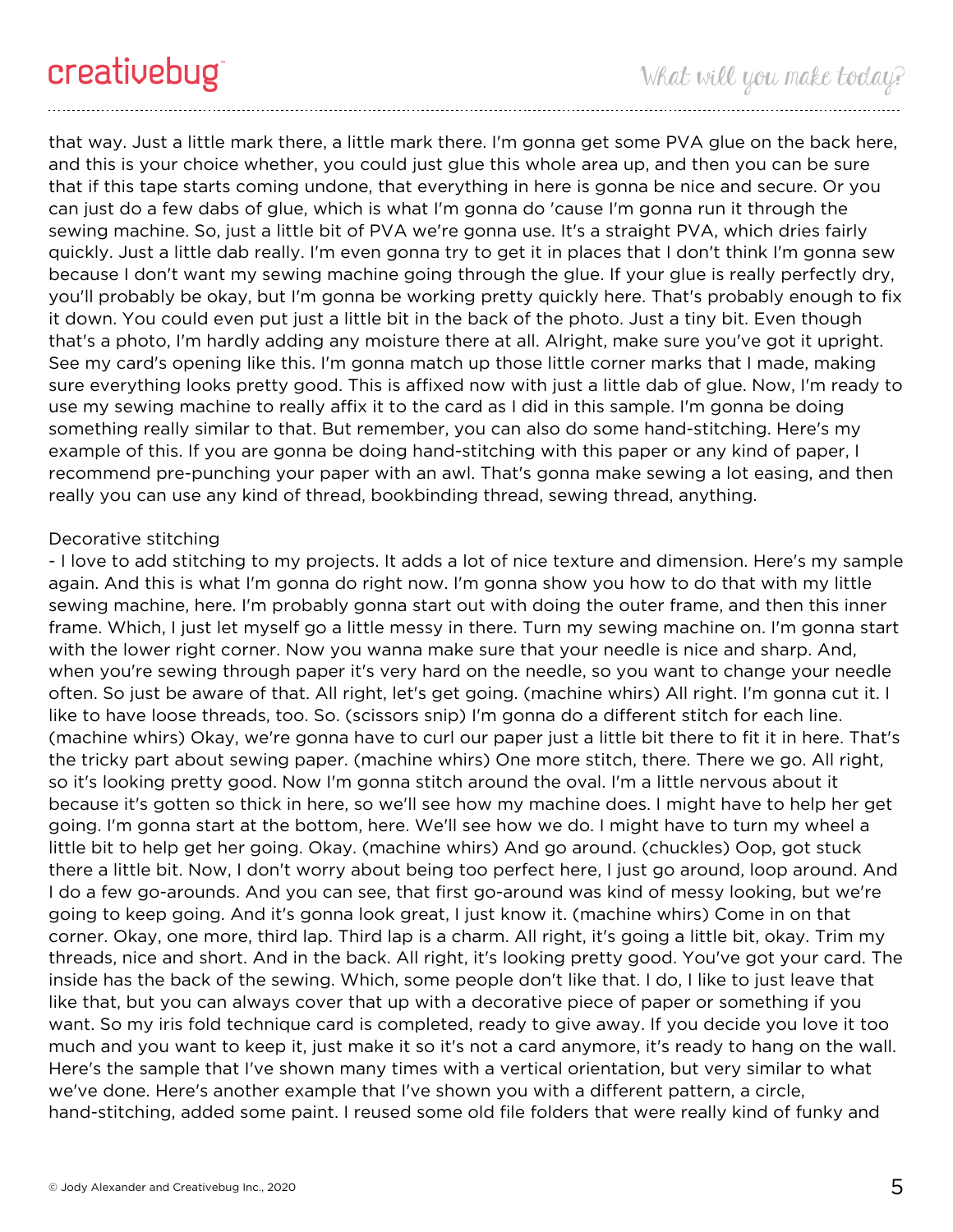that way. Just a little mark there, a little mark there. I'm gonna get some PVA glue on the back here, and this is your choice whether, you could just glue this whole area up, and then you can be sure that if this tape starts coming undone, that everything in here is gonna be nice and secure. Or you can just do a few dabs of glue, which is what I'm gonna do 'cause I'm gonna run it through the sewing machine. So, just a little bit of PVA we're gonna use. It's a straight PVA, which dries fairly quickly. Just a little dab really. I'm even gonna try to get it in places that I don't think I'm gonna sew because I don't want my sewing machine going through the glue. If your glue is really perfectly dry, you'll probably be okay, but I'm gonna be working pretty quickly here. That's probably enough to fix it down. You could even put just a little bit in the back of the photo. Just a tiny bit. Even though that's a photo, I'm hardly adding any moisture there at all. Alright, make sure you've got it upright. See my card's opening like this. I'm gonna match up those little corner marks that I made, making sure everything looks pretty good. This is affixed now with just a little dab of glue. Now, I'm ready to use my sewing machine to really affix it to the card as I did in this sample. I'm gonna be doing something really similar to that. But remember, you can also do some hand-stitching. Here's my example of this. If you are gonna be doing hand-stitching with this paper or any kind of paper, I recommend pre-punching your paper with an awl. That's gonna make sewing a lot easing, and then really you can use any kind of thread, bookbinding thread, sewing thread, anything.

Decorative stitching

- I love to add stitching to my projects. It adds a lot of nice texture and dimension. Here's my sample again. And this is what I'm gonna do right now. I'm gonna show you how to do that with my little sewing machine, here. I'm probably gonna start out with doing the outer frame, and then this inner frame. Which, I just let myself go a little messy in there. Turn my sewing machine on. I'm gonna start with the lower right corner. Now you wanna make sure that your needle is nice and sharp. And, when you're sewing through paper it's very hard on the needle, so you want to change your needle often. So just be aware of that. All right, let's get going. (machine whirs) All right. I'm gonna cut it. I like to have loose threads, too. So. (scissors snip) I'm gonna do a different stitch for each line. (machine whirs) Okay, we're gonna have to curl our paper just a little bit there to fit it in here. That's the tricky part about sewing paper. (machine whirs) One more stitch, there. There we go. All right, so it's looking pretty good. Now I'm gonna stitch around the oval. I'm a little nervous about it because it's gotten so thick in here, so we'll see how my machine does. I might have to help her get going. I'm gonna start at the bottom, here. We'll see how we do. I might have to turn my wheel a little bit to help get her going. Okay. (machine whirs) And go around. (chuckles) Oop, got stuck there a little bit. Now, I don't worry about being too perfect here, I just go around, loop around. And I do a few go-arounds. And you can see, that first go-around was kind of messy looking, but we're going to keep going. And it's gonna look great, I just know it. (machine whirs) Come in on that corner. Okay, one more, third lap. Third lap is a charm. All right, it's going a little bit, okay. Trim my threads, nice and short. And in the back. All right, it's looking pretty good. You've got your card. The inside has the back of the sewing. Which, some people don't like that. I do, I like to just leave that like that, but you can always cover that up with a decorative piece of paper or something if you want. So my iris fold technique card is completed, ready to give away. If you decide you love it too much and you want to keep it, just make it so it's not a card anymore, it's ready to hang on the wall. Here's the sample that I've shown many times with a vertical orientation, but very similar to what we've done. Here's another example that I've shown you with a different pattern, a circle, hand-stitching, added some paint. I reused some old file folders that were really kind of funky and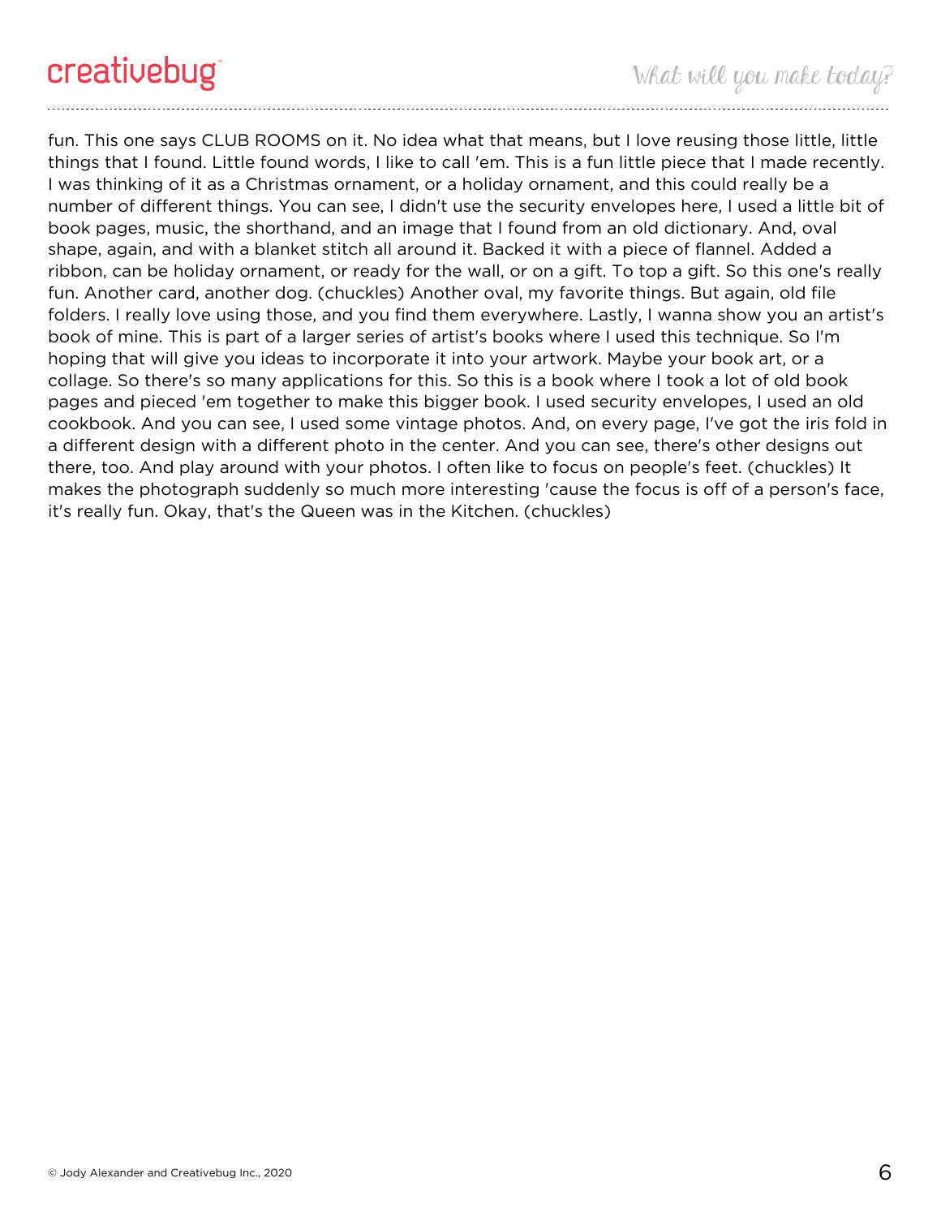fun. This one says CLUB ROOMS on it. No idea what that means, but I love reusing those little, little things that I found. Little found words, I like to call 'em. This is a fun little piece that I made recently. I was thinking of it as a Christmas ornament, or a holiday ornament, and this could really be a number of different things. You can see, I didn't use the security envelopes here, I used a little bit of book pages, music, the shorthand, and an image that I found from an old dictionary. And, oval shape, again, and with a blanket stitch all around it. Backed it with a piece of flannel. Added a ribbon, can be holiday ornament, or ready for the wall, or on a gift. To top a gift. So this one's really fun. Another card, another dog. (chuckles) Another oval, my favorite things. But again, old file folders. I really love using those, and you find them everywhere. Lastly, I wanna show you an artist's book of mine. This is part of a larger series of artist's books where I used this technique. So I'm hoping that will give you ideas to incorporate it into your artwork. Maybe your book art, or a collage. So there's so many applications for this. So this is a book where I took a lot of old book pages and pieced 'em together to make this bigger book. I used security envelopes, I used an old cookbook. And you can see, I used some vintage photos. And, on every page, I've got the iris fold in a different design with a different photo in the center. And you can see, there's other designs out there, too. And play around with your photos. I often like to focus on people's feet. (chuckles) It makes the photograph suddenly so much more interesting 'cause the focus is off of a person's face, it's really fun. Okay, that's the Queen was in the Kitchen. (chuckles)

© Jody Alexander and Creativebug Inc., 2020